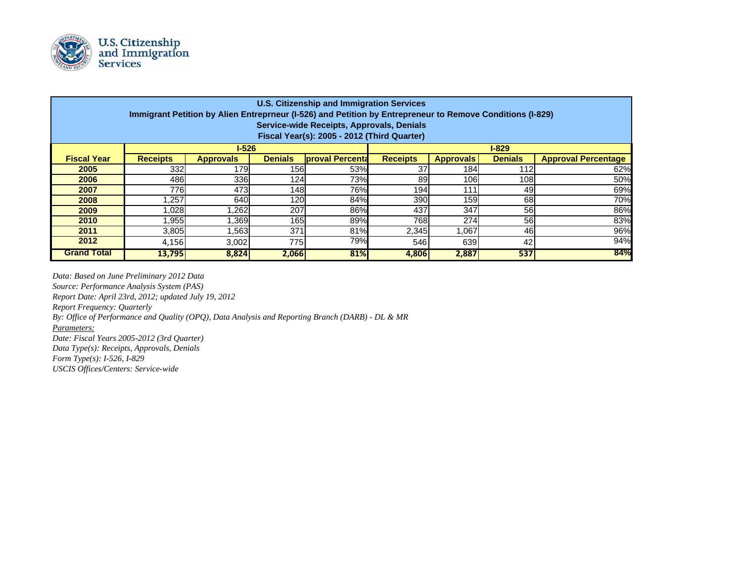U.S. Citizenship and Immigration Services

| U.S. Citizenship and Immigration Services<br>Immigrant Petition by Alien Entreprneur (I-526) and Petition by Entrepreneur to Remove Conditions (I-829)<br>Service-wide Receipts, Approvals, Denials<br>Fiscal Year(s): 2005 - 2012 (Third Quarter) | | | | | | | | |
|---|---|---|---|---|---|---|---|---|
| | I-526 | | | | I-829 | | | |
| **Fiscal Year** | **Receipts** | **Approvals** | **Denials** | **proval Percenta** | **Receipts** | **Approvals** | **Denials** | **Approval Percentage** |
| **2005** | 332 | 179 | 156 | 53% | 37 | 184 | 112 | 62% |
| **2006** | 486 | 336 | 124 | 73% | 89 | 106 | 108 | 50% |
| **2007** | 776 | 473 | 148 | 76% | 194 | 111 | 49 | 69% |
| **2008** | 1,257 | 640 | 120 | 84% | 390 | 159 | 68 | 70% |
| **2009** | 1,028 | 1,262 | 207 | 86% | 437 | 347 | 56 | 86% |
| **2010** | 1,955 | 1,369 | 165 | 89% | 768 | 274 | 56 | 83% |
| **2011** | 3,805 | 1,563 | 371 | 81% | 2,345 | 1,067 | 46 | 96% |
| **2012** | 4,156 | 3,002 | 775 | 79% | 546 | 639 | 42 | 94% |
| **Grand Total** | **13,795** | **8,824** | **2,066** | **81%** | **4,806** | **2,887** | **537** | **84%** |

*Data: Based on June Preliminary 2012 Data*
*Source: Performance Analysis System (PAS)*
*Report Date: April 23rd, 2012; updated July 19, 2012*
*Report Frequency: Quarterly*
*By: Office of Performance and Quality (OPQ), Data Analysis and Reporting Branch (DARB) - DL & MR*
*Parameters:*
*Date: Fiscal Years 2005-2012 (3rd Quarter)*
*Data Type(s): Receipts, Approvals, Denials*
*Form Type(s): I-526, I-829*
*USCIS Offices/Centers: Service-wide*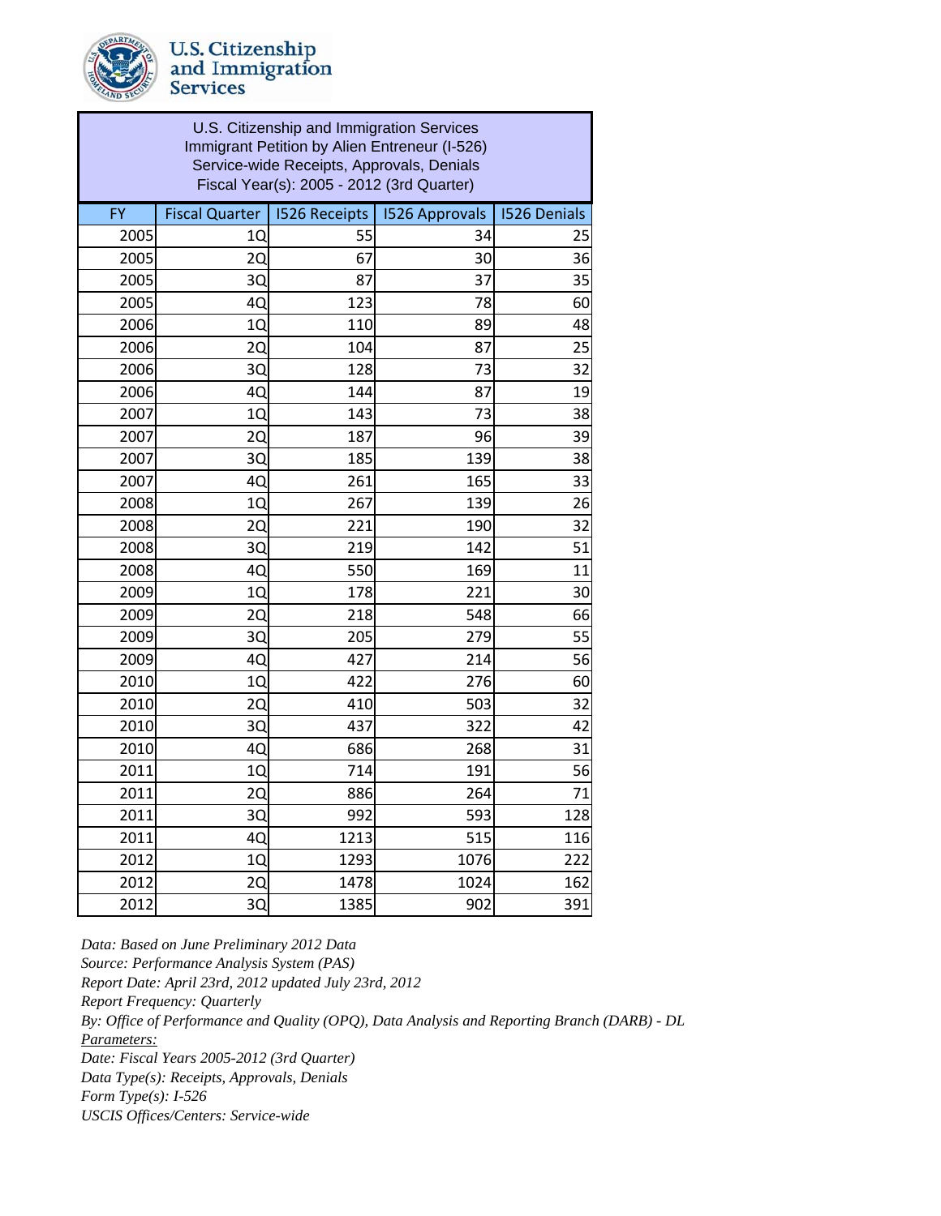U.S. Citizenship and Immigration Services

| U.S. Citizenship and Immigration Services<br>Immigrant Petition by Alien Entreneur (I-526)<br>Service-wide Receipts, Approvals, Denials<br>Fiscal Year(s): 2005 - 2012 (3rd Quarter) | | | | |
|---|---|---|---|---|
| FY | Fiscal Quarter | I526 Receipts | I526 Approvals | I526 Denials |
| 2005 | 1Q | 55 | 34 | 25 |
| 2005 | 2Q | 67 | 30 | 36 |
| 2005 | 3Q | 87 | 37 | 35 |
| 2005 | 4Q | 123 | 78 | 60 |
| 2006 | 1Q | 110 | 89 | 48 |
| 2006 | 2Q | 104 | 87 | 25 |
| 2006 | 3Q | 128 | 73 | 32 |
| 2006 | 4Q | 144 | 87 | 19 |
| 2007 | 1Q | 143 | 73 | 38 |
| 2007 | 2Q | 187 | 96 | 39 |
| 2007 | 3Q | 185 | 139 | 38 |
| 2007 | 4Q | 261 | 165 | 33 |
| 2008 | 1Q | 267 | 139 | 26 |
| 2008 | 2Q | 221 | 190 | 32 |
| 2008 | 3Q | 219 | 142 | 51 |
| 2008 | 4Q | 550 | 169 | 11 |
| 2009 | 1Q | 178 | 221 | 30 |
| 2009 | 2Q | 218 | 548 | 66 |
| 2009 | 3Q | 205 | 279 | 55 |
| 2009 | 4Q | 427 | 214 | 56 |
| 2010 | 1Q | 422 | 276 | 60 |
| 2010 | 2Q | 410 | 503 | 32 |
| 2010 | 3Q | 437 | 322 | 42 |
| 2010 | 4Q | 686 | 268 | 31 |
| 2011 | 1Q | 714 | 191 | 56 |
| 2011 | 2Q | 886 | 264 | 71 |
| 2011 | 3Q | 992 | 593 | 128 |
| 2011 | 4Q | 1213 | 515 | 116 |
| 2012 | 1Q | 1293 | 1076 | 222 |
| 2012 | 2Q | 1478 | 1024 | 162 |
| 2012 | 3Q | 1385 | 902 | 391 |

*Data: Based on June Preliminary 2012 Data*
*Source: Performance Analysis System (PAS)*
*Report Date: April 23rd, 2012 updated July 23rd, 2012*
*Report Frequency: Quarterly*
*By: Office of Performance and Quality (OPQ), Data Analysis and Reporting Branch (DARB) - DL*
*Parameters:*
*Date: Fiscal Years 2005-2012 (3rd Quarter)*
*Data Type(s): Receipts, Approvals, Denials*
*Form Type(s): I-526*
*USCIS Offices/Centers: Service-wide*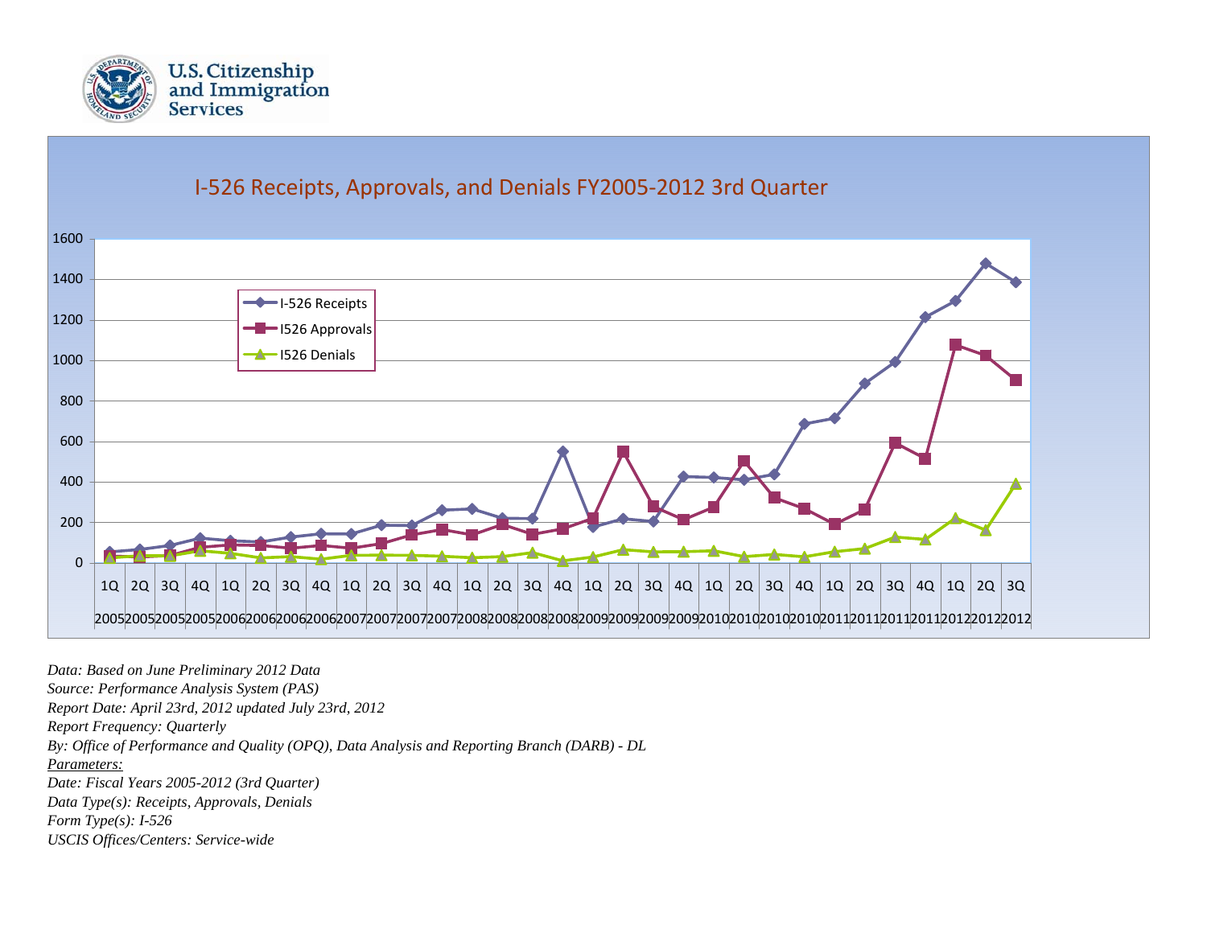U.S. Citizenship and Immigration Services

## I-526 Receipts, Approvals, and Denials FY2005-2012 3rd Quarter

*Data: Based on June Preliminary 2012 Data*
*Source: Performance Analysis System (PAS)*
*Report Date: April 23rd, 2012 updated July 23rd, 2012*
*Report Frequency: Quarterly*
*By: Office of Performance and Quality (OPQ), Data Analysis and Reporting Branch (DARB) - DL*
*<u>Parameters:</u>*
*Date: Fiscal Years 2005-2012 (3rd Quarter)*
*Data Type(s): Receipts, Approvals, Denials*
*Form Type(s): I-526*
*USCIS Offices/Centers: Service-wide*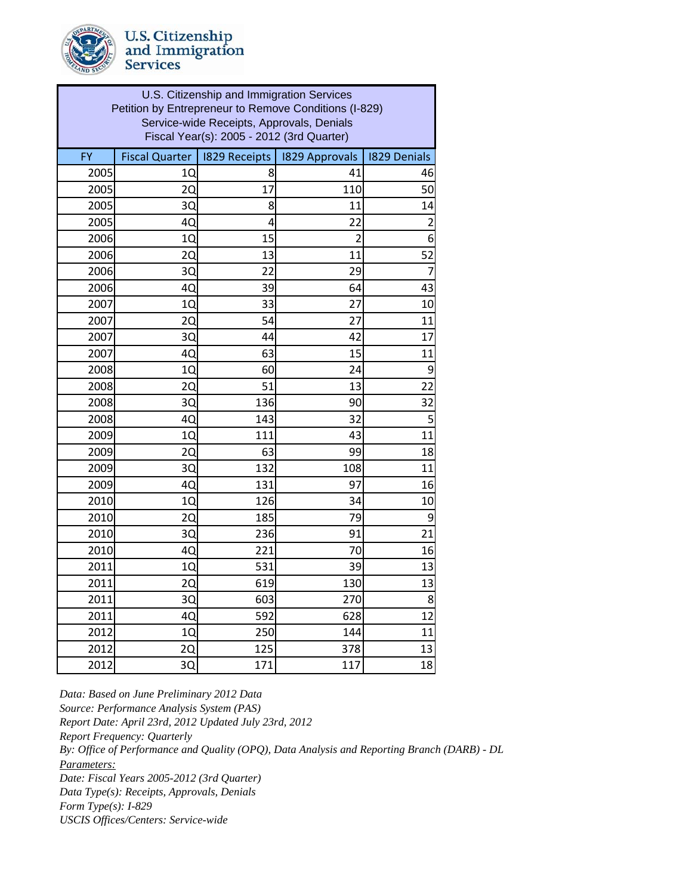U.S. Citizenship and Immigration Services

| U.S. Citizenship and Immigration Services<br>Petition by Entrepreneur to Remove Conditions (I-829)<br>Service-wide Receipts, Approvals, Denials<br>Fiscal Year(s): 2005 - 2012 (3rd Quarter) | | | | |
|---|---|---|---|---|
| FY | Fiscal Quarter | I829 Receipts | I829 Approvals | I829 Denials |
| 2005 | 1Q | 8 | 41 | 46 |
| 2005 | 2Q | 17 | 110 | 50 |
| 2005 | 3Q | 8 | 11 | 14 |
| 2005 | 4Q | 4 | 22 | 2 |
| 2006 | 1Q | 15 | 2 | 6 |
| 2006 | 2Q | 13 | 11 | 52 |
| 2006 | 3Q | 22 | 29 | 7 |
| 2006 | 4Q | 39 | 64 | 43 |
| 2007 | 1Q | 33 | 27 | 10 |
| 2007 | 2Q | 54 | 27 | 11 |
| 2007 | 3Q | 44 | 42 | 17 |
| 2007 | 4Q | 63 | 15 | 11 |
| 2008 | 1Q | 60 | 24 | 9 |
| 2008 | 2Q | 51 | 13 | 22 |
| 2008 | 3Q | 136 | 90 | 32 |
| 2008 | 4Q | 143 | 32 | 5 |
| 2009 | 1Q | 111 | 43 | 11 |
| 2009 | 2Q | 63 | 99 | 18 |
| 2009 | 3Q | 132 | 108 | 11 |
| 2009 | 4Q | 131 | 97 | 16 |
| 2010 | 1Q | 126 | 34 | 10 |
| 2010 | 2Q | 185 | 79 | 9 |
| 2010 | 3Q | 236 | 91 | 21 |
| 2010 | 4Q | 221 | 70 | 16 |
| 2011 | 1Q | 531 | 39 | 13 |
| 2011 | 2Q | 619 | 130 | 13 |
| 2011 | 3Q | 603 | 270 | 8 |
| 2011 | 4Q | 592 | 628 | 12 |
| 2012 | 1Q | 250 | 144 | 11 |
| 2012 | 2Q | 125 | 378 | 13 |
| 2012 | 3Q | 171 | 117 | 18 |

*Data: Based on June Preliminary 2012 Data*
*Source: Performance Analysis System (PAS)*
*Report Date: April 23rd, 2012 Updated July 23rd, 2012*
*Report Frequency: Quarterly*
*By: Office of Performance and Quality (OPQ), Data Analysis and Reporting Branch (DARB) - DL*
*Parameters:*
*Date: Fiscal Years 2005-2012 (3rd Quarter)*
*Data Type(s): Receipts, Approvals, Denials*
*Form Type(s): I-829*
*USCIS Offices/Centers: Service-wide*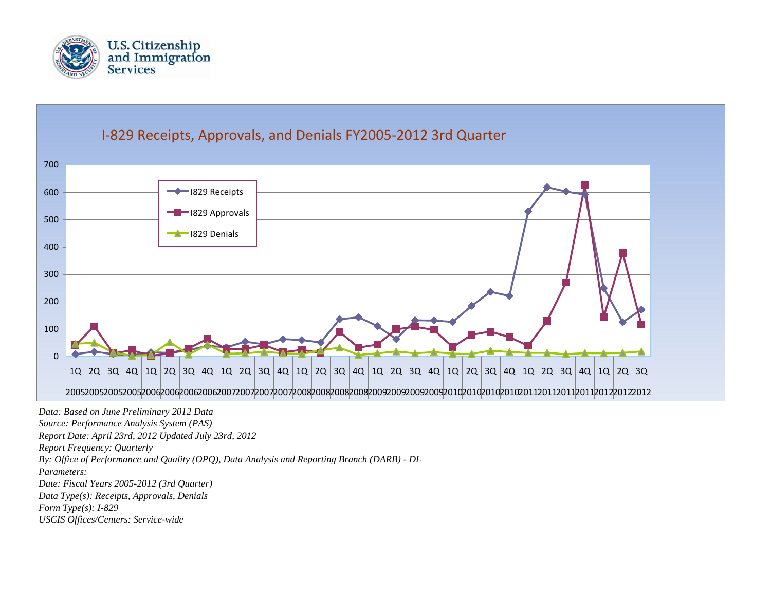U.S. Citizenship and Immigration Services

## I-829 Receipts, Approvals, and Denials FY2005-2012 3rd Quarter

*Data: Based on June Preliminary 2012 Data*
*Source: Performance Analysis System (PAS)*
*Report Date: April 23rd, 2012 Updated July 23rd, 2012*
*Report Frequency: Quarterly*
*By: Office of Performance and Quality (OPQ), Data Analysis and Reporting Branch (DARB) - DL*
*<u>Parameters:</u>*
*Date: Fiscal Years 2005-2012 (3rd Quarter)*
*Data Type(s): Receipts, Approvals, Denials*
*Form Type(s): I-829*
*USCIS Offices/Centers: Service-wide*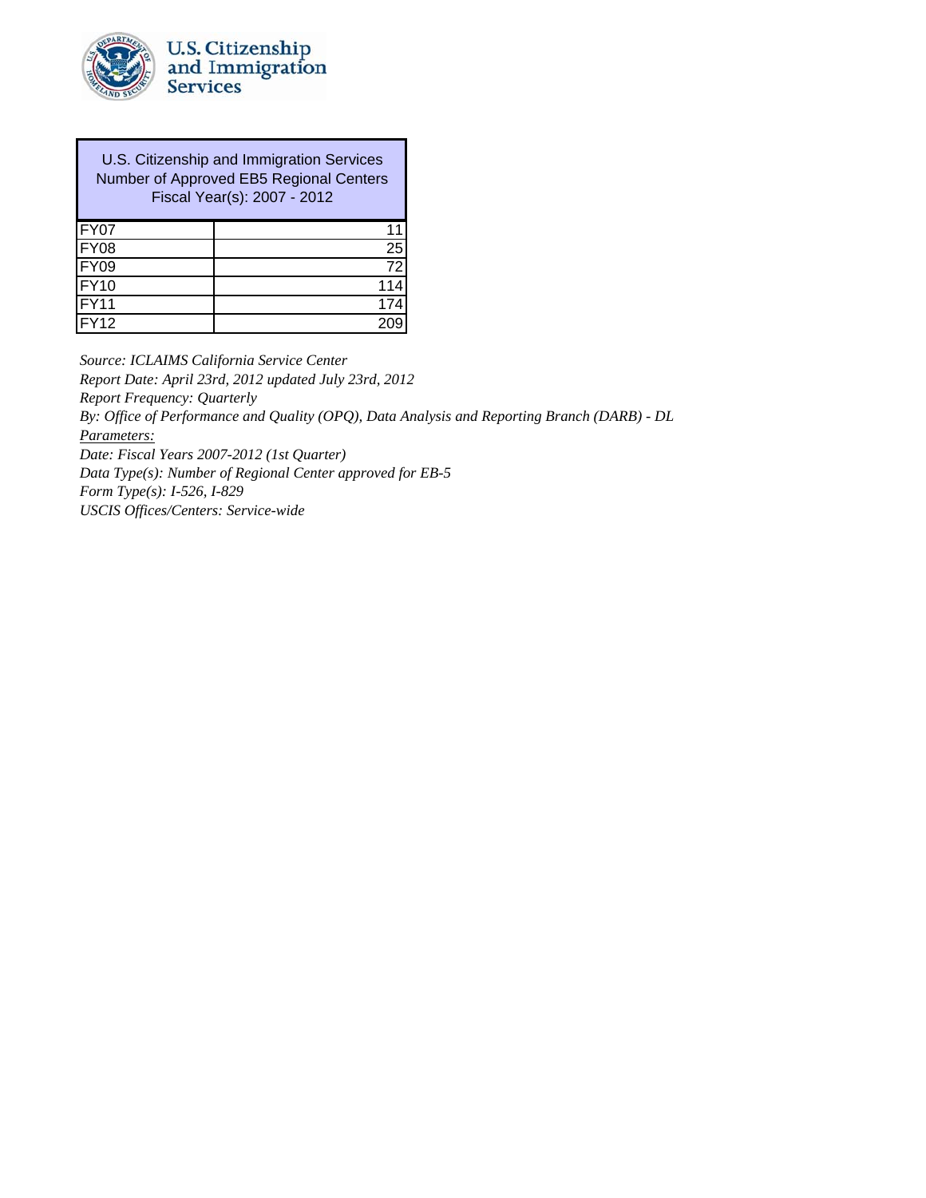U.S. Citizenship and Immigration Services

| U.S. Citizenship and Immigration Services Number of Approved EB5 Regional Centers Fiscal Year(s): 2007 - 2012 | |
|---|---|
| FY07 | 11 |
| FY08 | 25 |
| FY09 | 72 |
| FY10 | 114 |
| FY11 | 174 |
| FY12 | 209 |

*Source: ICLAIMS California Service Center*
*Report Date: April 23rd, 2012 updated July 23rd, 2012*
*Report Frequency: Quarterly*
*By: Office of Performance and Quality (OPQ), Data Analysis and Reporting Branch (DARB) - DL*
*Parameters:*
*Date: Fiscal Years 2007-2012 (1st Quarter)*
*Data Type(s): Number of Regional Center approved for EB-5*
*Form Type(s): I-526, I-829*
*USCIS Offices/Centers: Service-wide*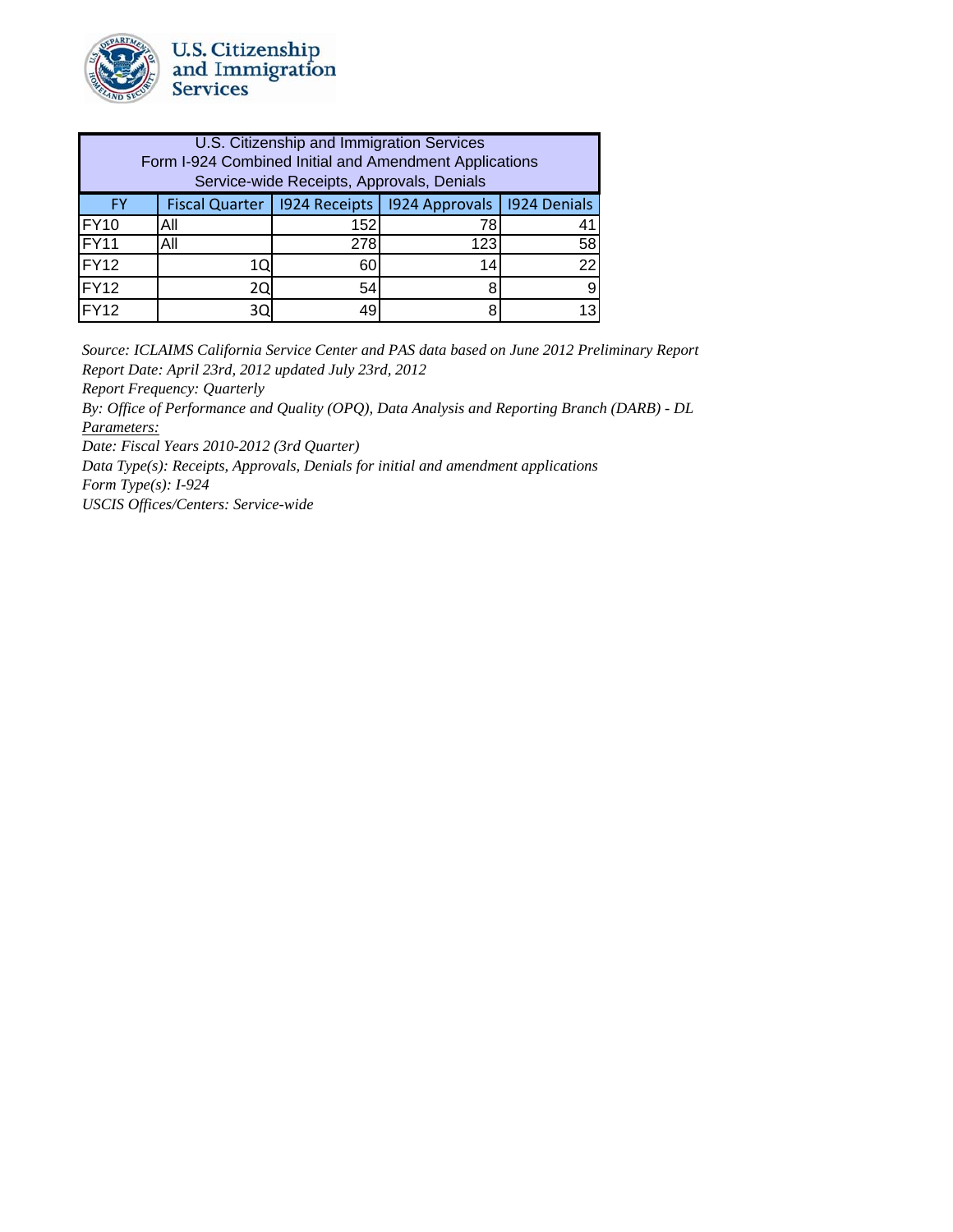U.S. Citizenship and Immigration Services

| U.S. Citizenship and Immigration Services<br>Form I-924 Combined Initial and Amendment Applications<br>Service-wide Receipts, Approvals, Denials | | | | |
|---|---|---|---|---|
| FY | Fiscal Quarter | I924 Receipts | I924 Approvals | I924 Denials |
| FY10 | All | 152 | 78 | 41 |
| FY11 | All | 278 | 123 | 58 |
| FY12 | 1Q | 60 | 14 | 22 |
| FY12 | 2Q | 54 | 8 | 9 |
| FY12 | 3Q | 49 | 8 | 13 |

*Source: ICLAIMS California Service Center and PAS data based on June 2012 Preliminary Report*
*Report Date: April 23rd, 2012 updated July 23rd, 2012*
*Report Frequency: Quarterly*
*By: Office of Performance and Quality (OPQ), Data Analysis and Reporting Branch (DARB) - DL*
*Parameters:*
*Date: Fiscal Years 2010-2012 (3rd Quarter)*
*Data Type(s): Receipts, Approvals, Denials for initial and amendment applications*
*Form Type(s): I-924*
*USCIS Offices/Centers: Service-wide*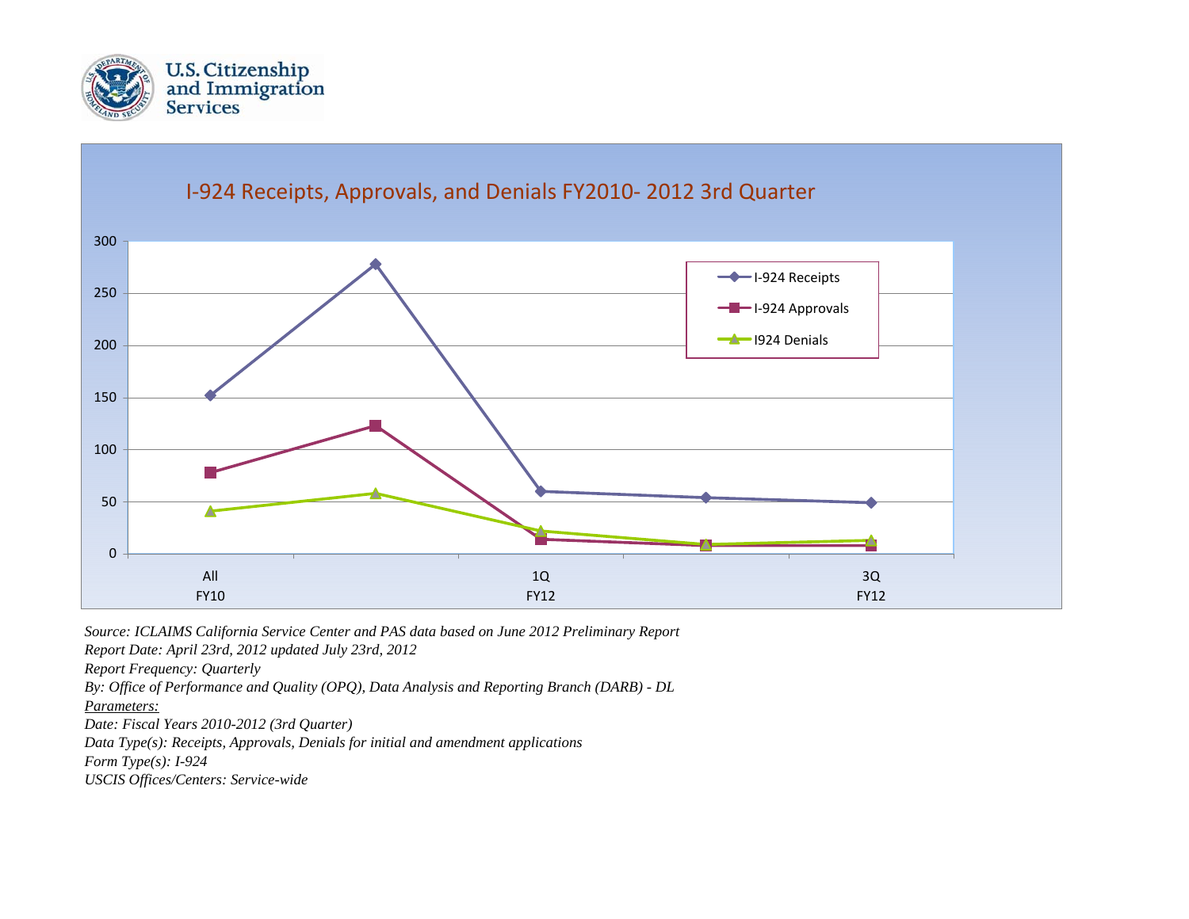U.S. Citizenship and Immigration Services

I-924 Receipts, Approvals, and Denials FY2010- 2012 3rd Quarter

300
250
200
150
100
50
0

All FY10
1Q FY12
3Q FY12

I-924 Receipts
I-924 Approvals
I924 Denials

*Source: ICLAIMS California Service Center and PAS data based on June 2012 Preliminary Report*
*Report Date: April 23rd, 2012 updated July 23rd, 2012*
*Report Frequency: Quarterly*
*By: Office of Performance and Quality (OPQ), Data Analysis and Reporting Branch (DARB) - DL*
*Parameters:*
*Date: Fiscal Years 2010-2012 (3rd Quarter)*
*Data Type(s): Receipts, Approvals, Denials for initial and amendment applications*
*Form Type(s): I-924*
*USCIS Offices/Centers: Service-wide*